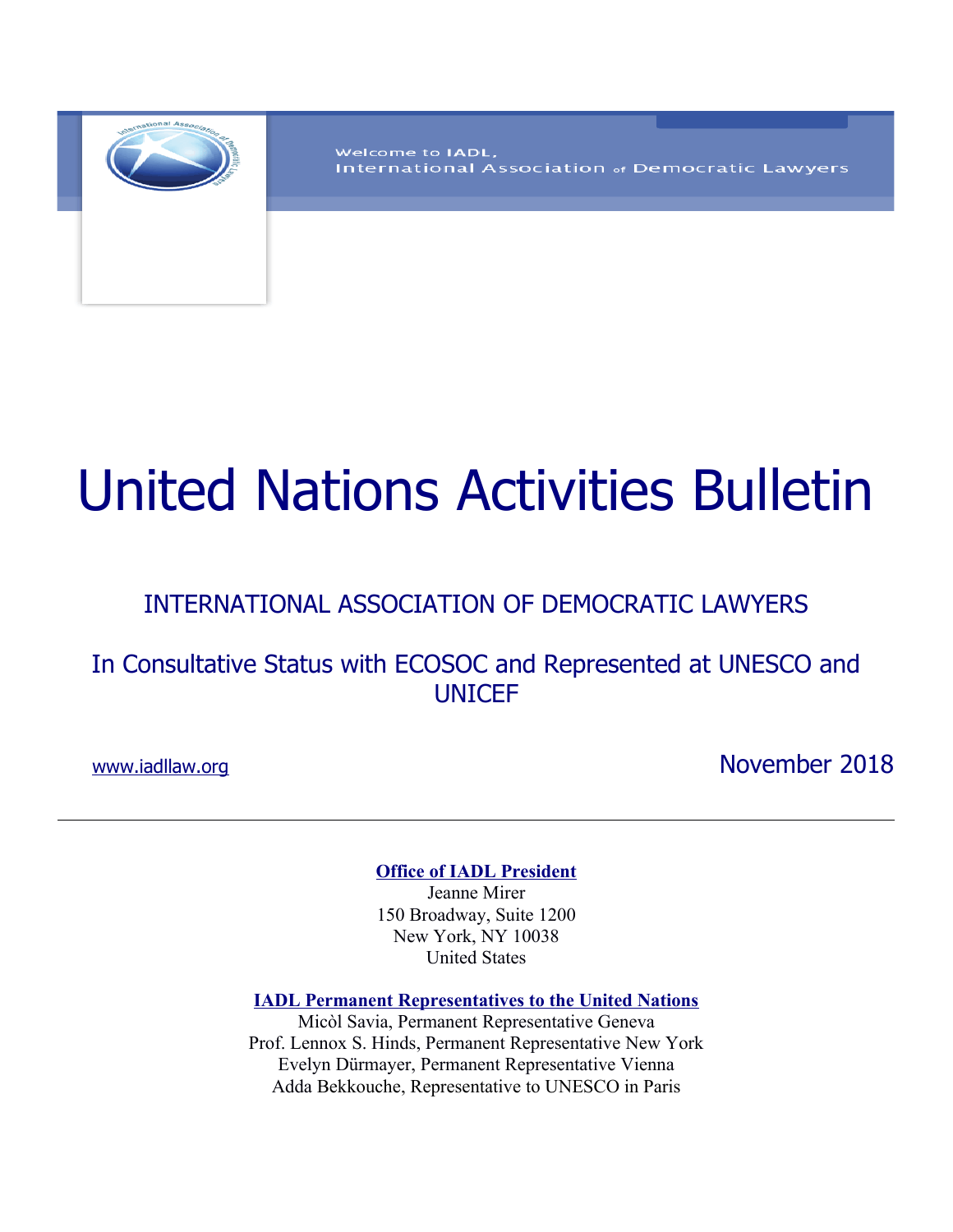Welcome to IADL,
International Association of Democratic Lawyers

# United Nations Activities Bulletin

## INTERNATIONAL ASSOCIATION OF DEMOCRATIC LAWYERS

### In Consultative Status with ECOSOC and Represented at UNESCO and UNICEF

www.iadllaw.org

November 2018

---

**Office of IADL President**
Jeanne Mirer
150 Broadway, Suite 1200
New York, NY 10038
United States

**IADL Permanent Representatives to the United Nations**
Micòl Savia, Permanent Representative Geneva
Prof. Lennox S. Hinds, Permanent Representative New York
Evelyn Dürmayer, Permanent Representative Vienna
Adda Bekkouche, Representative to UNESCO in Paris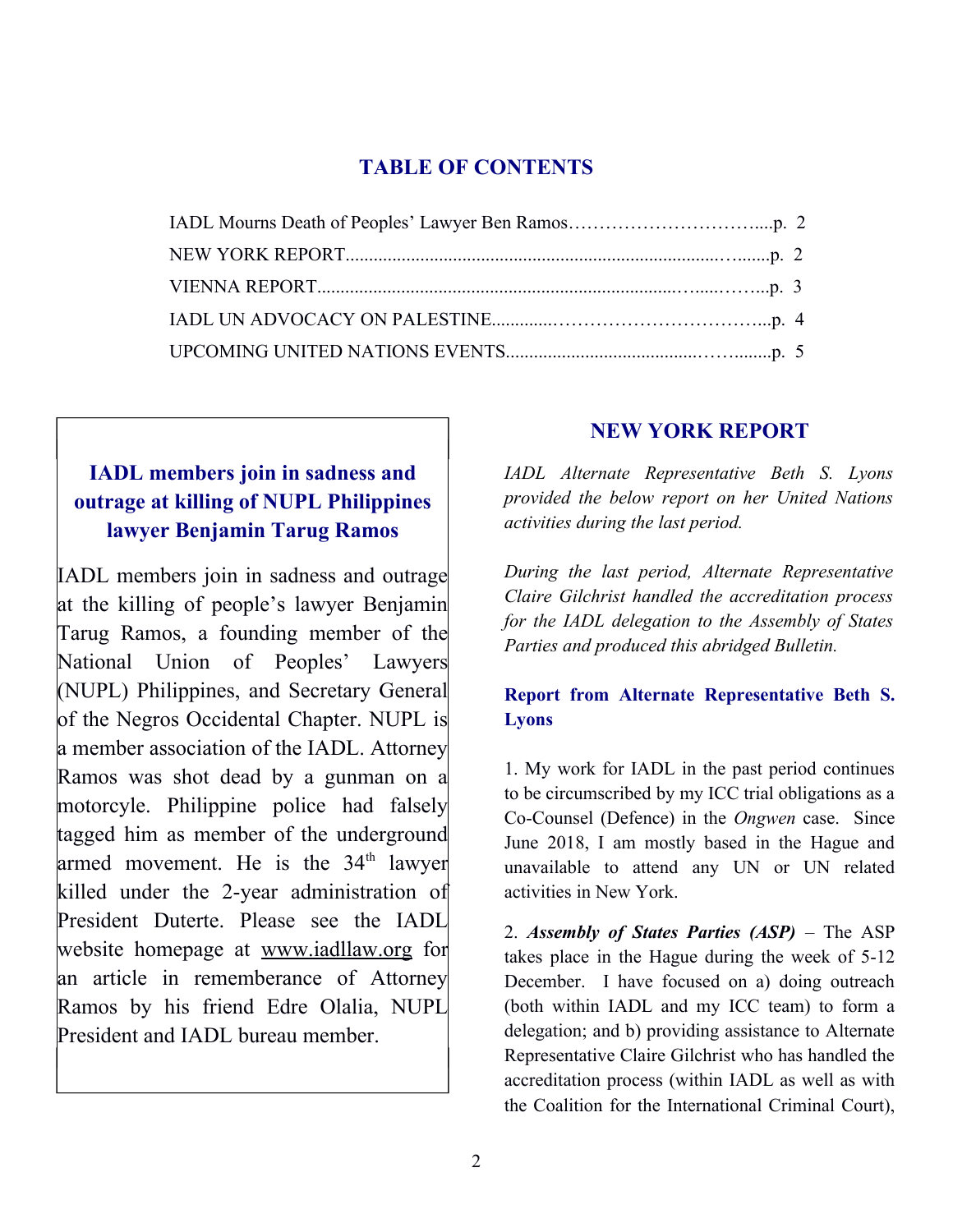## TABLE OF CONTENTS

IADL Mourns Death of Peoples' Lawyer Ben Ramos…………………………....p. 2
NEW YORK REPORT.............................................................................….......p. 2
VIENNA REPORT..............................................................................…....……...p. 3
IADL UN ADVOCACY ON PALESTINE............……………………………...p. 4
UPCOMING UNITED NATIONS EVENTS.........................................……........p. 5

### IADL members join in sadness and outrage at killing of NUPL Philippines lawyer Benjamin Tarug Ramos

IADL members join in sadness and outrage at the killing of people's lawyer Benjamin Tarug Ramos, a founding member of the National Union of Peoples' Lawyers (NUPL) Philippines, and Secretary General of the Negros Occidental Chapter. NUPL is a member association of the IADL. Attorney Ramos was shot dead by a gunman on a motorcyle. Philippine police had falsely tagged him as member of the underground armed movement. He is the 34th lawyer killed under the 2-year administration of President Duterte. Please see the IADL website homepage at www.iadllaw.org for an article in rememberance of Attorney Ramos by his friend Edre Olalia, NUPL President and IADL bureau member.

## NEW YORK REPORT

*IADL Alternate Representative Beth S. Lyons provided the below report on her United Nations activities during the last period.*

*During the last period, Alternate Representative Claire Gilchrist handled the accreditation process for the IADL delegation to the Assembly of States Parties and produced this abridged Bulletin.*

### Report from Alternate Representative Beth S. Lyons

1. My work for IADL in the past period continues to be circumscribed by my ICC trial obligations as a Co-Counsel (Defence) in the *Ongwen* case. Since June 2018, I am mostly based in the Hague and unavailable to attend any UN or UN related activities in New York.

2. ***Assembly of States Parties (ASP)*** – The ASP takes place in the Hague during the week of 5-12 December. I have focused on a) doing outreach (both within IADL and my ICC team) to form a delegation; and b) providing assistance to Alternate Representative Claire Gilchrist who has handled the accreditation process (within IADL as well as with the Coalition for the International Criminal Court),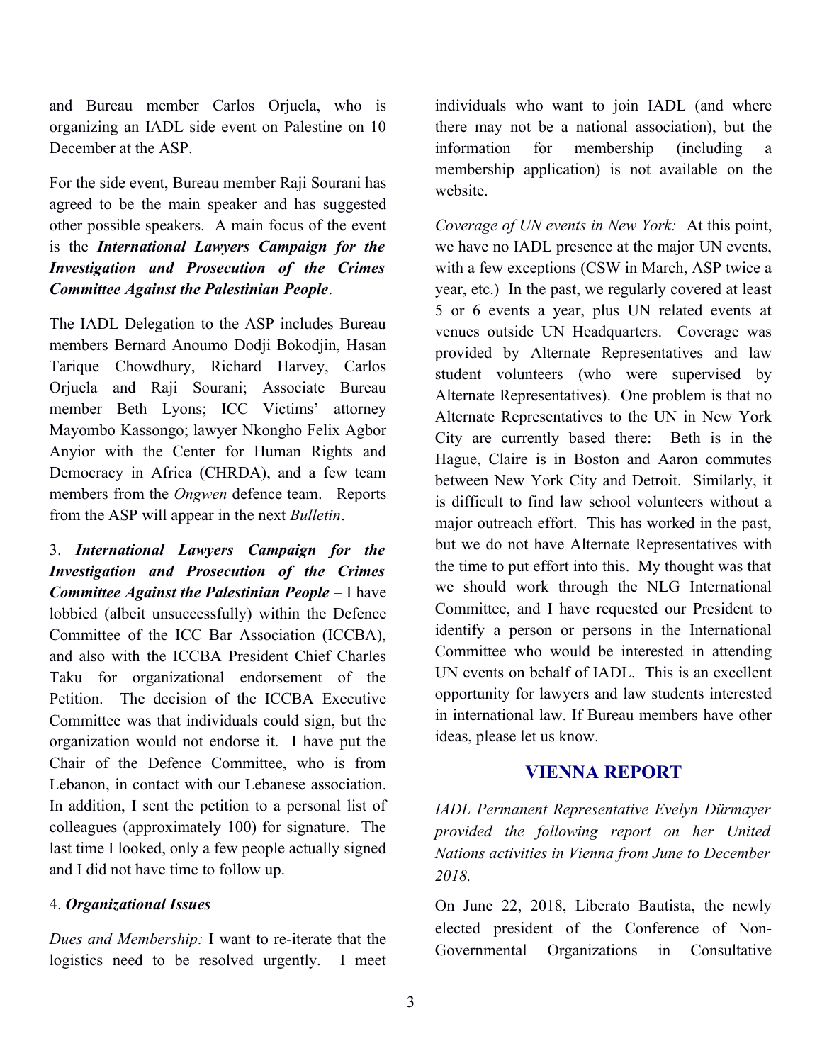and Bureau member Carlos Orjuela, who is organizing an IADL side event on Palestine on 10 December at the ASP.

For the side event, Bureau member Raji Sourani has agreed to be the main speaker and has suggested other possible speakers. A main focus of the event is the ***International Lawyers Campaign for the Investigation and Prosecution of the Crimes Committee Against the Palestinian People***.

The IADL Delegation to the ASP includes Bureau members Bernard Anoumo Dodji Bokodjin, Hasan Tarique Chowdhury, Richard Harvey, Carlos Orjuela and Raji Sourani; Associate Bureau member Beth Lyons; ICC Victims' attorney Mayombo Kassongo; lawyer Nkongho Felix Agbor Anyior with the Center for Human Rights and Democracy in Africa (CHRDA), and a few team members from the *Ongwen* defence team. Reports from the ASP will appear in the next *Bulletin*.

3. ***International Lawyers Campaign for the Investigation and Prosecution of the Crimes Committee Against the Palestinian People*** – I have lobbied (albeit unsuccessfully) within the Defence Committee of the ICC Bar Association (ICCBA), and also with the ICCBA President Chief Charles Taku for organizational endorsement of the Petition. The decision of the ICCBA Executive Committee was that individuals could sign, but the organization would not endorse it. I have put the Chair of the Defence Committee, who is from Lebanon, in contact with our Lebanese association. In addition, I sent the petition to a personal list of colleagues (approximately 100) for signature. The last time I looked, only a few people actually signed and I did not have time to follow up.

4. ***Organizational Issues***

*Dues and Membership:* I want to re-iterate that the logistics need to be resolved urgently. I meet individuals who want to join IADL (and where there may not be a national association), but the information for membership (including a membership application) is not available on the website.

*Coverage of UN events in New York:* At this point, we have no IADL presence at the major UN events, with a few exceptions (CSW in March, ASP twice a year, etc.) In the past, we regularly covered at least 5 or 6 events a year, plus UN related events at venues outside UN Headquarters. Coverage was provided by Alternate Representatives and law student volunteers (who were supervised by Alternate Representatives). One problem is that no Alternate Representatives to the UN in New York City are currently based there: Beth is in the Hague, Claire is in Boston and Aaron commutes between New York City and Detroit. Similarly, it is difficult to find law school volunteers without a major outreach effort. This has worked in the past, but we do not have Alternate Representatives with the time to put effort into this. My thought was that we should work through the NLG International Committee, and I have requested our President to identify a person or persons in the International Committee who would be interested in attending UN events on behalf of IADL. This is an excellent opportunity for lawyers and law students interested in international law. If Bureau members have other ideas, please let us know.

## VIENNA REPORT

*IADL Permanent Representative Evelyn Dürmayer provided the following report on her United Nations activities in Vienna from June to December 2018.*

On June 22, 2018, Liberato Bautista, the newly elected president of the Conference of Non-Governmental Organizations in Consultative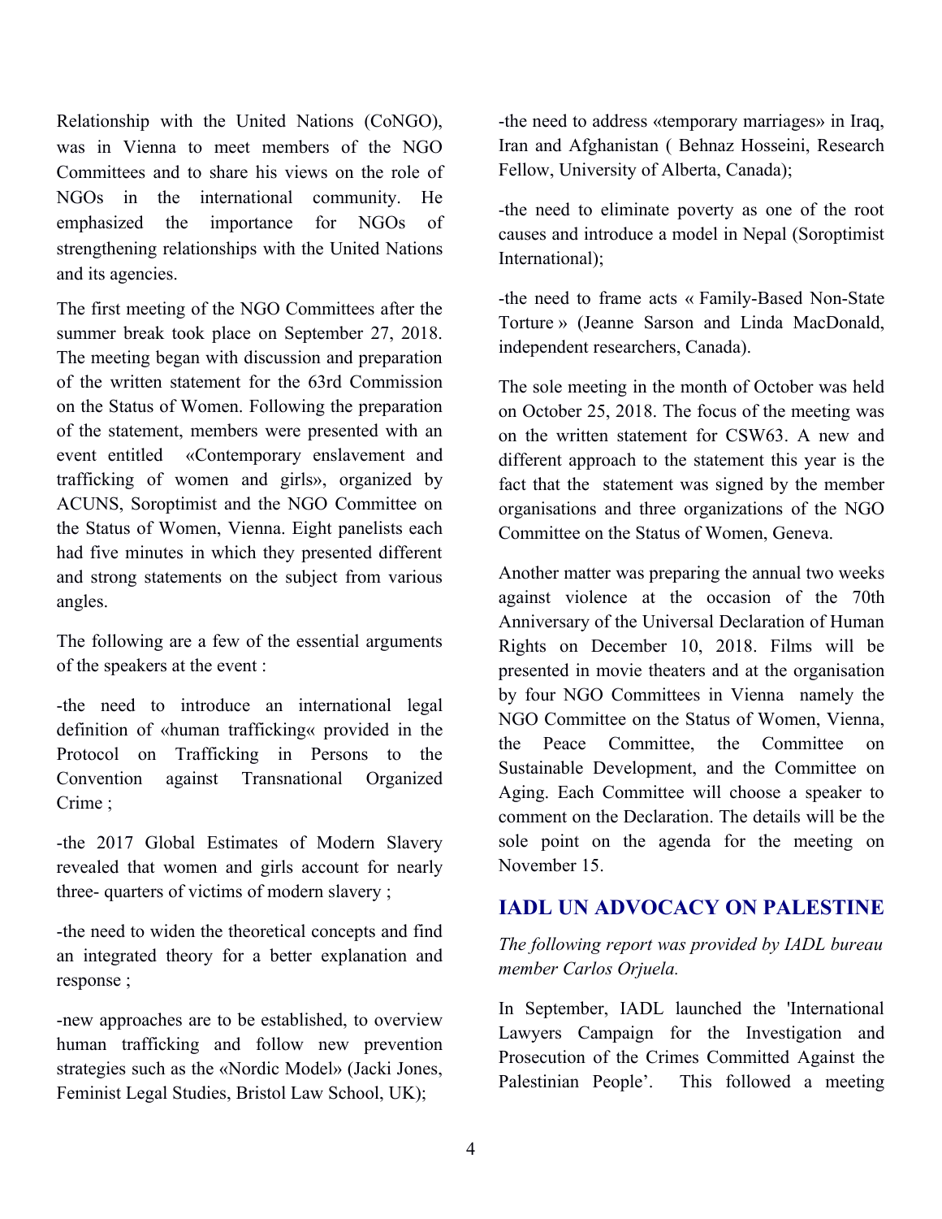Relationship with the United Nations (CoNGO), was in Vienna to meet members of the NGO Committees and to share his views on the role of NGOs in the international community. He emphasized the importance for NGOs of strengthening relationships with the United Nations and its agencies.

The first meeting of the NGO Committees after the summer break took place on September 27, 2018. The meeting began with discussion and preparation of the written statement for the 63rd Commission on the Status of Women. Following the preparation of the statement, members were presented with an event entitled «Contemporary enslavement and trafficking of women and girls», organized by ACUNS, Soroptimist and the NGO Committee on the Status of Women, Vienna. Eight panelists each had five minutes in which they presented different and strong statements on the subject from various angles.

The following are a few of the essential arguments of the speakers at the event :

-the need to introduce an international legal definition of «human trafficking« provided in the Protocol on Trafficking in Persons to the Convention against Transnational Organized Crime ;

-the 2017 Global Estimates of Modern Slavery revealed that women and girls account for nearly three- quarters of victims of modern slavery ;

-the need to widen the theoretical concepts and find an integrated theory for a better explanation and response ;

-new approaches are to be established, to overview human trafficking and follow new prevention strategies such as the «Nordic Model» (Jacki Jones, Feminist Legal Studies, Bristol Law School, UK);

-the need to address «temporary marriages» in Iraq, Iran and Afghanistan ( Behnaz Hosseini, Research Fellow, University of Alberta, Canada);

-the need to eliminate poverty as one of the root causes and introduce a model in Nepal (Soroptimist International);

-the need to frame acts « Family-Based Non-State Torture » (Jeanne Sarson and Linda MacDonald, independent researchers, Canada).

The sole meeting in the month of October was held on October 25, 2018. The focus of the meeting was on the written statement for CSW63. A new and different approach to the statement this year is the fact that the statement was signed by the member organisations and three organizations of the NGO Committee on the Status of Women, Geneva.

Another matter was preparing the annual two weeks against violence at the occasion of the 70th Anniversary of the Universal Declaration of Human Rights on December 10, 2018. Films will be presented in movie theaters and at the organisation by four NGO Committees in Vienna namely the NGO Committee on the Status of Women, Vienna, the Peace Committee, the Committee on Sustainable Development, and the Committee on Aging. Each Committee will choose a speaker to comment on the Declaration. The details will be the sole point on the agenda for the meeting on November 15.

## IADL UN ADVOCACY ON PALESTINE

*The following report was provided by IADL bureau member Carlos Orjuela.*

In September, IADL launched the 'International Lawyers Campaign for the Investigation and Prosecution of the Crimes Committed Against the Palestinian People'. This followed a meeting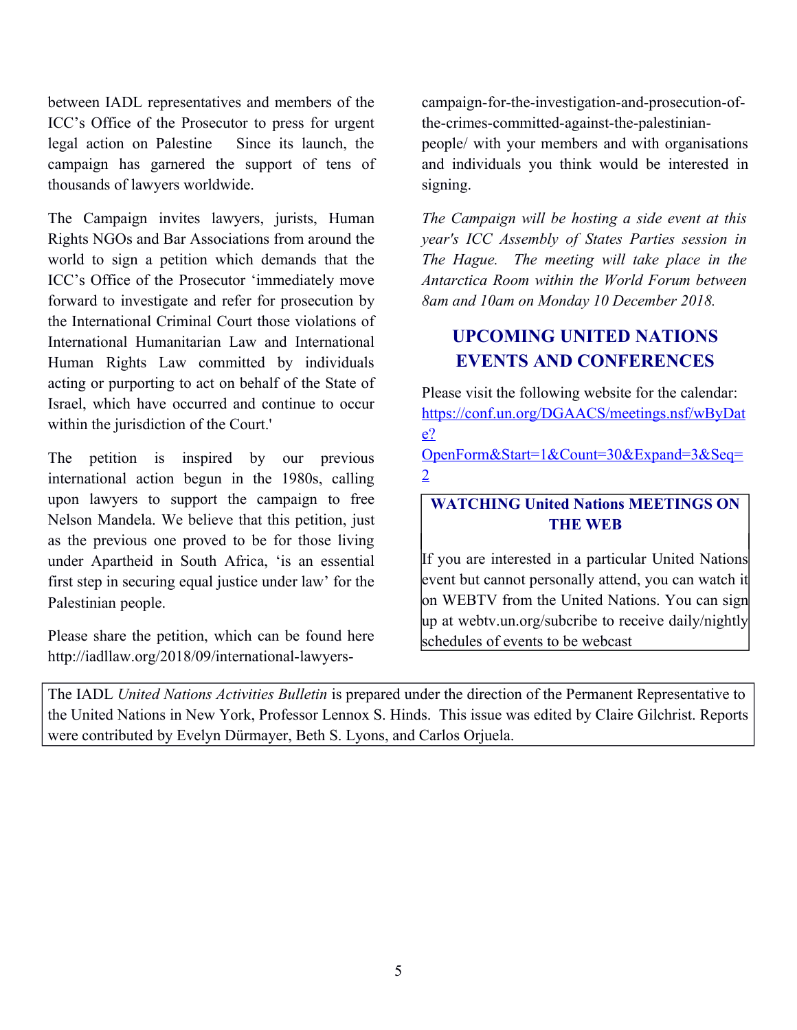between IADL representatives and members of the ICC's Office of the Prosecutor to press for urgent legal action on Palestine  Since its launch, the campaign has garnered the support of tens of thousands of lawyers worldwide.

The Campaign invites lawyers, jurists, Human Rights NGOs and Bar Associations from around the world to sign a petition which demands that the ICC's Office of the Prosecutor 'immediately move forward to investigate and refer for prosecution by the International Criminal Court those violations of International Humanitarian Law and International Human Rights Law committed by individuals acting or purporting to act on behalf of the State of Israel, which have occurred and continue to occur within the jurisdiction of the Court.'

The petition is inspired by our previous international action begun in the 1980s, calling upon lawyers to support the campaign to free Nelson Mandela. We believe that this petition, just as the previous one proved to be for those living under Apartheid in South Africa, 'is an essential first step in securing equal justice under law' for the Palestinian people.

Please share the petition, which can be found here http://iadllaw.org/2018/09/international-lawyers-campaign-for-the-investigation-and-prosecution-of-the-crimes-committed-against-the-palestinian-people/ with your members and with organisations and individuals you think would be interested in signing.

*The Campaign will be hosting a side event at this year's ICC Assembly of States Parties session in The Hague.  The meeting will take place in the Antarctica Room within the World Forum between 8am and 10am on Monday 10 December 2018.*

## UPCOMING UNITED NATIONS EVENTS AND CONFERENCES

Please visit the following website for the calendar: https://conf.un.org/DGAACS/meetings.nsf/wByDate?OpenForm&Start=1&Count=30&Expand=3&Seq=2

**WATCHING United Nations MEETINGS ON THE WEB**

If you are interested in a particular United Nations event but cannot personally attend, you can watch it on WEBTV from the United Nations. You can sign up at webtv.un.org/subcribe to receive daily/nightly schedules of events to be webcast

The IADL *United Nations Activities Bulletin* is prepared under the direction of the Permanent Representative to the United Nations in New York, Professor Lennox S. Hinds.  This issue was edited by Claire Gilchrist. Reports were contributed by Evelyn Dürmayer, Beth S. Lyons, and Carlos Orjuela.